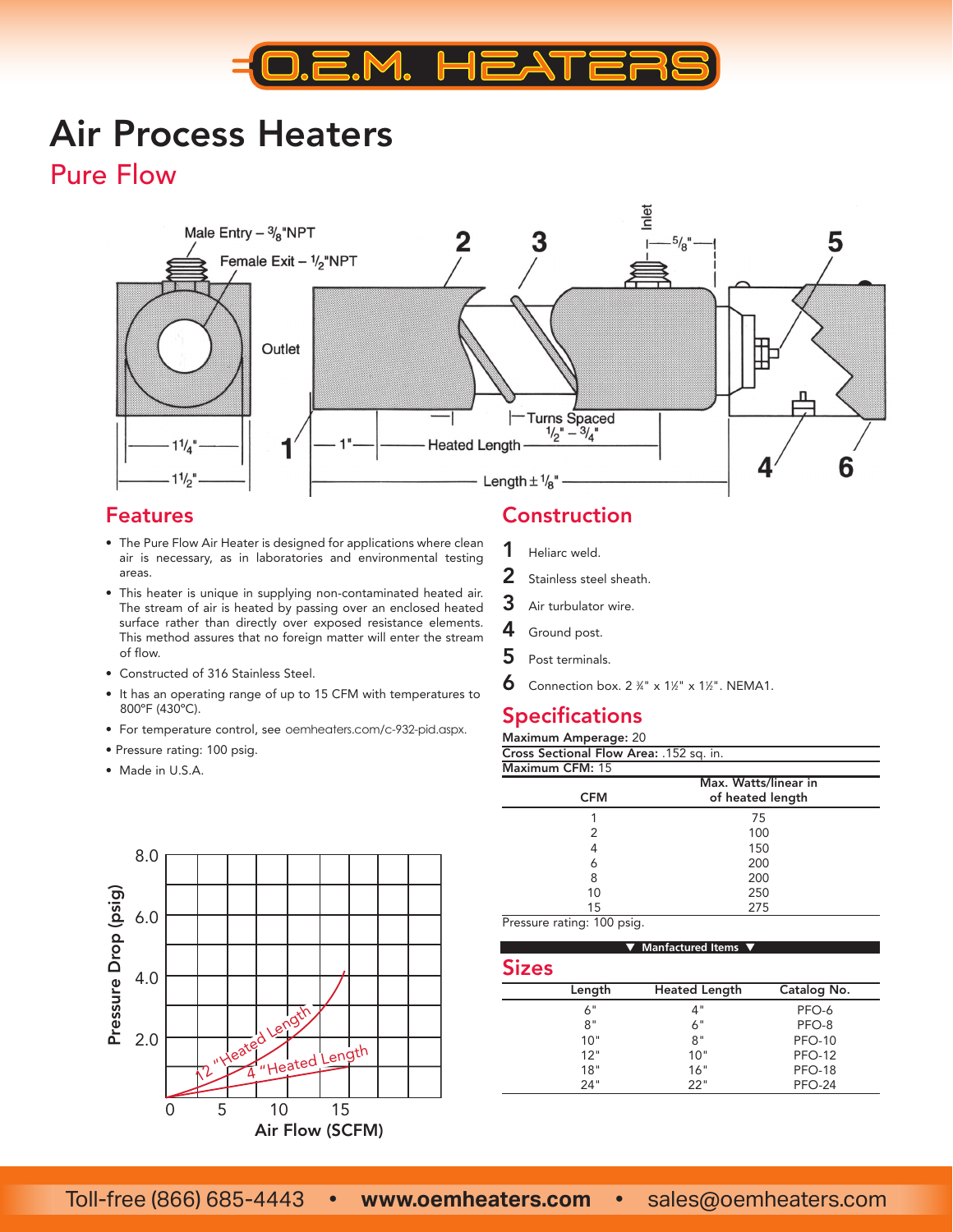# Air Process Heaters

## Pure Flow

## Features

- The Pure Flow Air Heater is designed for applications where clean air is necessary, as in laboratories and environmental testing areas.
- This heater is unique in supplying non-contaminated heated air. The stream of air is heated by passing over an enclosed heated surface rather than directly over exposed resistance elements. This method assures that no foreign matter will enter the stream of flow.
- Constructed of 316 Stainless Steel.
- It has an operating range of up to 15 CFM with temperatures to 800°F (430°C).
- For temperature control, see oemheaters.com/c-932-pid.aspx.
- Pressure rating: 100 psig.
- Made in U.S.A.

## Construction

1. Heliarc weld.
2. Stainless steel sheath.
3. Air turbulator wire.
4. Ground post.
5. Post terminals.
6. Connection box. 2 ¾" x 1½" x 1½". NEMA1.

## Specifications

**Maximum Amperage:** 20

**Cross Sectional Flow Area:** .152 sq. in.

**Maximum CFM:** 15

| CFM | Max. Watts/linear in of heated length |
|---|---|
| 1 | 75 |
| 2 | 100 |
| 4 | 150 |
| 6 | 200 |
| 8 | 200 |
| 10 | 250 |
| 15 | 275 |

Pressure rating: 100 psig.

▼ Manfactured Items ▼

## Sizes

| Length | Heated Length | Catalog No. |
|---|---|---|
| 6" | 4" | PFO-6 |
| 8" | 6" | PFO-8 |
| 10" | 8" | PFO-10 |
| 12" | 10" | PFO-12 |
| 18" | 16" | PFO-18 |
| 24" | 22" | PFO-24 |

Toll-free (866) 685-4443 • **www.oemheaters.com** • sales@oemheaters.com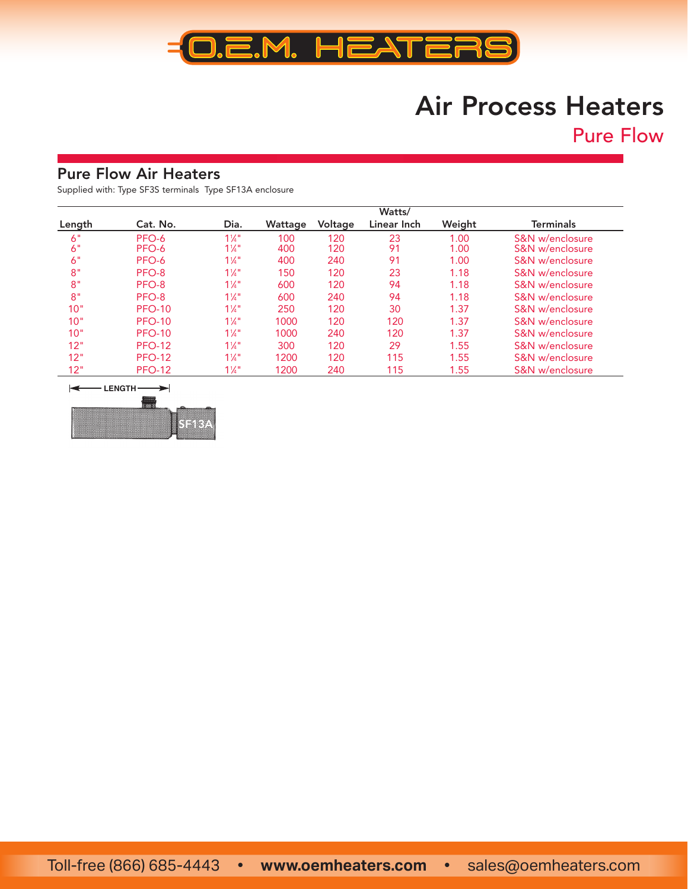# Air Process Heaters

## Pure Flow

### Pure Flow Air Heaters

Supplied with: Type SF3S terminals Type SF13A enclosure

| Length | Cat. No. | Dia. | Wattage | Voltage | Watts/ Linear Inch | Weight | Terminals |
|---|---|---|---|---|---|---|---|
| 6" | PFO-6 | 1¼" | 100 | 120 | 23 | 1.00 | S&N w/enclosure |
| 6" | PFO-6 | 1¼" | 400 | 120 | 91 | 1.00 | S&N w/enclosure |
| 6" | PFO-6 | 1¼" | 400 | 240 | 91 | 1.00 | S&N w/enclosure |
| 8" | PFO-8 | 1¼" | 150 | 120 | 23 | 1.18 | S&N w/enclosure |
| 8" | PFO-8 | 1¼" | 600 | 120 | 94 | 1.18 | S&N w/enclosure |
| 8" | PFO-8 | 1¼" | 600 | 240 | 94 | 1.18 | S&N w/enclosure |
| 10" | PFO-10 | 1¼" | 250 | 120 | 30 | 1.37 | S&N w/enclosure |
| 10" | PFO-10 | 1¼" | 1000 | 120 | 120 | 1.37 | S&N w/enclosure |
| 10" | PFO-10 | 1¼" | 1000 | 240 | 120 | 1.37 | S&N w/enclosure |
| 12" | PFO-12 | 1¼" | 300 | 120 | 29 | 1.55 | S&N w/enclosure |
| 12" | PFO-12 | 1¼" | 1200 | 120 | 115 | 1.55 | S&N w/enclosure |
| 12" | PFO-12 | 1¼" | 1200 | 240 | 115 | 1.55 | S&N w/enclosure |

LENGTH

SF13A

Toll-free (866) 685-4443 • **www.oemheaters.com** • sales@oemheaters.com